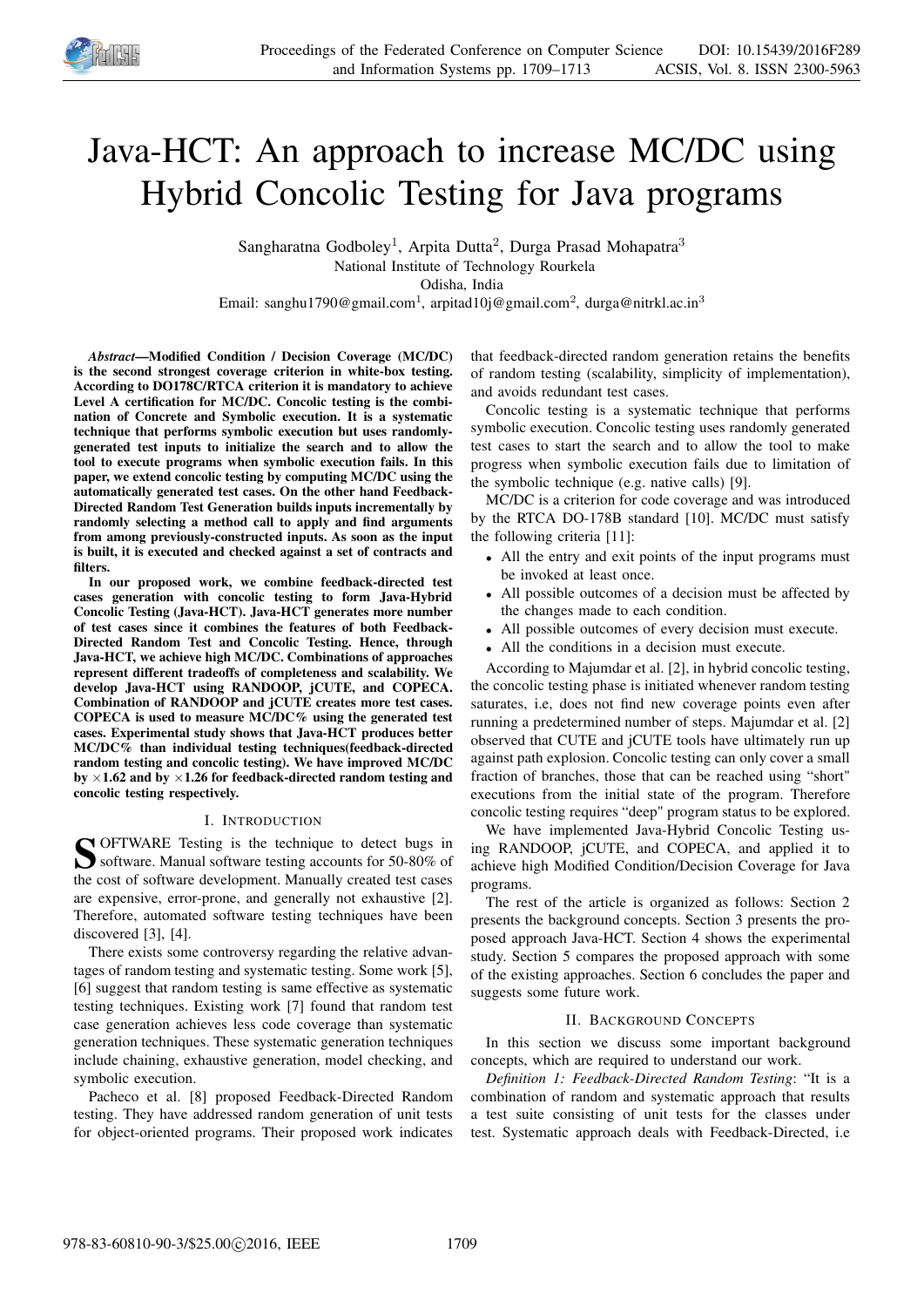# Java-HCT: An approach to increase MC/DC using Hybrid Concolic Testing for Java programs

Sangharatna Godboley[1], Arpita Dutta[2], Durga Prasad Mohapatra[3]
National Institute of Technology Rourkela
Odisha, India
Email: sanghu1790@gmail.com[1], arpitad10j@gmail.com[2], durga@nitrkl.ac.in[3]

***Abstract*—Modified Condition / Decision Coverage (MC/DC) is the second strongest coverage criterion in white-box testing. According to DO178C/RTCA criterion it is mandatory to achieve Level A certification for MC/DC. Concolic testing is the combination of Concrete and Symbolic execution. It is a systematic technique that performs symbolic execution but uses randomly-generated test inputs to initialize the search and to allow the tool to execute programs when symbolic execution fails. In this paper, we extend concolic testing by computing MC/DC using the automatically generated test cases. On the other hand Feedback-Directed Random Test Generation builds inputs incrementally by randomly selecting a method call to apply and find arguments from among previously-constructed inputs. As soon as the input is built, it is executed and checked against a set of contracts and filters.**

**In our proposed work, we combine feedback-directed test cases generation with concolic testing to form Java-Hybrid Concolic Testing (Java-HCT). Java-HCT generates more number of test cases since it combines the features of both Feedback-Directed Random Test and Concolic Testing. Hence, through Java-HCT, we achieve high MC/DC. Combinations of approaches represent different tradeoffs of completeness and scalability. We develop Java-HCT using RANDOOP, jCUTE, and COPECA. Combination of RANDOOP and jCUTE creates more test cases. COPECA is used to measure MC/DC% using the generated test cases. Experimental study shows that Java-HCT produces better MC/DC% than individual testing techniques(feedback-directed random testing and concolic testing). We have improved MC/DC by $\times 1.62$ and by $\times 1.26$ for feedback-directed random testing and concolic testing respectively.**

## I. Introduction

SOFTWARE Testing is the technique to detect bugs in software. Manual software testing accounts for 50-80% of the cost of software development. Manually created test cases are expensive, error-prone, and generally not exhaustive [2]. Therefore, automated software testing techniques have been discovered [3], [4].

There exists some controversy regarding the relative advantages of random testing and systematic testing. Some work [5], [6] suggest that random testing is same effective as systematic testing techniques. Existing work [7] found that random test case generation achieves less code coverage than systematic generation techniques. These systematic generation techniques include chaining, exhaustive generation, model checking, and symbolic execution.

Pacheco et al. [8] proposed Feedback-Directed Random testing. They have addressed random generation of unit tests for object-oriented programs. Their proposed work indicates that feedback-directed random generation retains the benefits of random testing (scalability, simplicity of implementation), and avoids redundant test cases.

Concolic testing is a systematic technique that performs symbolic execution. Concolic testing uses randomly generated test cases to start the search and to allow the tool to make progress when symbolic execution fails due to limitation of the symbolic technique (e.g. native calls) [9].

MC/DC is a criterion for code coverage and was introduced by the RTCA DO-178B standard [10]. MC/DC must satisfy the following criteria [11]:

- All the entry and exit points of the input programs must be invoked at least once.
- All possible outcomes of a decision must be affected by the changes made to each condition.
- All possible outcomes of every decision must execute.
- All the conditions in a decision must execute.

According to Majumdar et al. [2], in hybrid concolic testing, the concolic testing phase is initiated whenever random testing saturates, i.e, does not find new coverage points even after running a predetermined number of steps. Majumdar et al. [2] observed that CUTE and jCUTE tools have ultimately run up against path explosion. Concolic testing can only cover a small fraction of branches, those that can be reached using "short" executions from the initial state of the program. Therefore concolic testing requires "deep" program status to be explored.

We have implemented Java-Hybrid Concolic Testing using RANDOOP, jCUTE, and COPECA, and applied it to achieve high Modified Condition/Decision Coverage for Java programs.

The rest of the article is organized as follows: Section 2 presents the background concepts. Section 3 presents the proposed approach Java-HCT. Section 4 shows the experimental study. Section 5 compares the proposed approach with some of the existing approaches. Section 6 concludes the paper and suggests some future work.

## II. Background Concepts

In this section we discuss some important background concepts, which are required to understand our work.

*Definition 1: Feedback-Directed Random Testing*: "It is a combination of random and systematic approach that results a test suite consisting of unit tests for the classes under test. Systematic approach deals with Feedback-Directed, i.e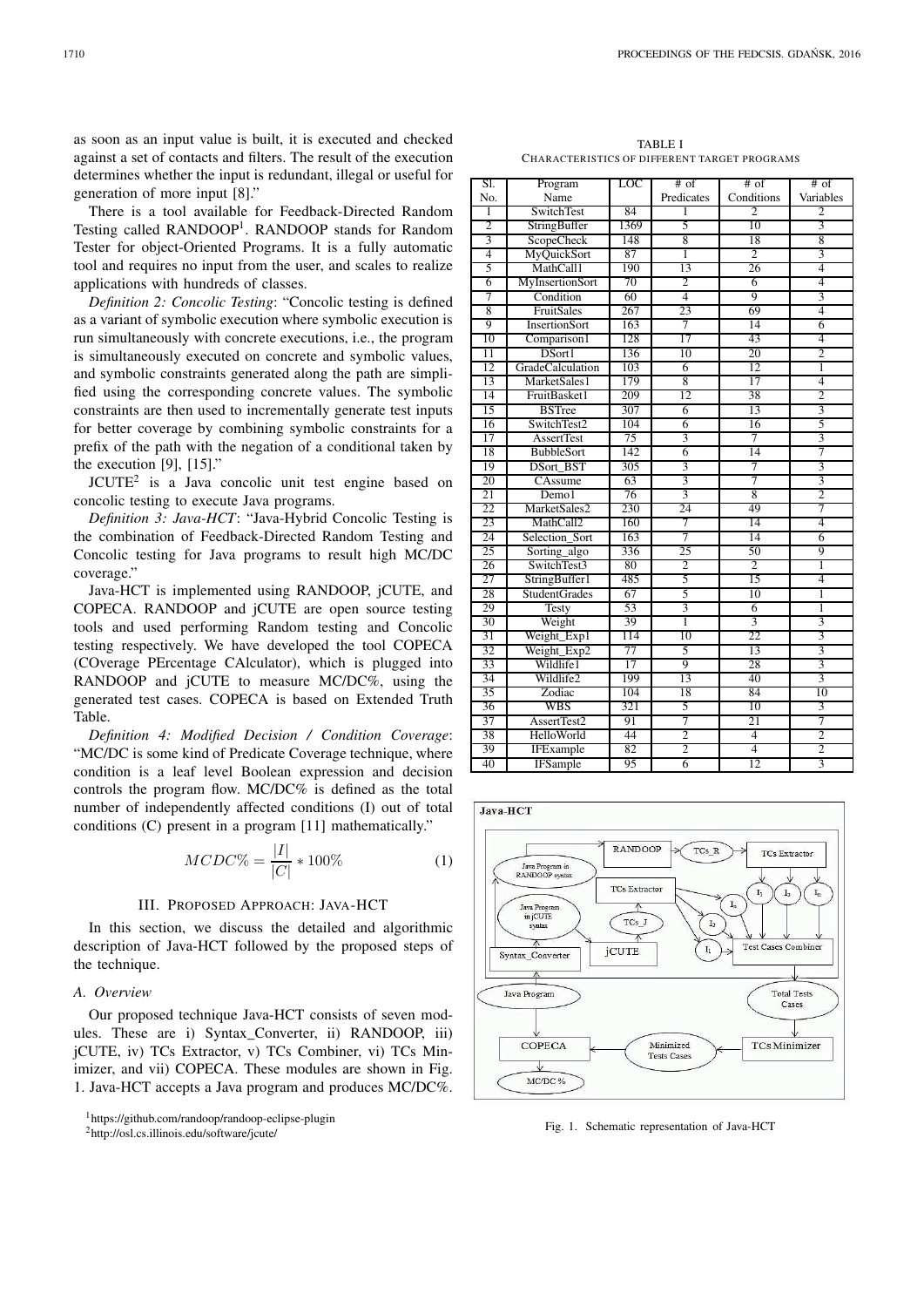as soon as an input value is built, it is executed and checked against a set of contacts and filters. The result of the execution determines whether the input is redundant, illegal or useful for generation of more input [8]."

There is a tool available for Feedback-Directed Random Testing called RANDOOP[1]. RANDOOP stands for Random Tester for object-Oriented Programs. It is a fully automatic tool and requires no input from the user, and scales to realize applications with hundreds of classes.

*Definition 2: Concolic Testing*: "Concolic testing is defined as a variant of symbolic execution where symbolic execution is run simultaneously with concrete executions, i.e., the program is simultaneously executed on concrete and symbolic values, and symbolic constraints generated along the path are simplified using the corresponding concrete values. The symbolic constraints are then used to incrementally generate test inputs for better coverage by combining symbolic constraints for a prefix of the path with the negation of a conditional taken by the execution [9], [15]."

JCUTE[2] is a Java concolic unit test engine based on concolic testing to execute Java programs.

*Definition 3: Java-HCT*: "Java-Hybrid Concolic Testing is the combination of Feedback-Directed Random Testing and Concolic testing for Java programs to result high MC/DC coverage."

Java-HCT is implemented using RANDOOP, jCUTE, and COPECA. RANDOOP and jCUTE are open source testing tools and used performing Random testing and Concolic testing respectively. We have developed the tool COPECA (COverage PErcentage CAlculator), which is plugged into RANDOOP and jCUTE to measure MC/DC%, using the generated test cases. COPECA is based on Extended Truth Table.

*Definition 4: Modified Decision / Condition Coverage*: "MC/DC is some kind of Predicate Coverage technique, where condition is a leaf level Boolean expression and decision controls the program flow. MC/DC% is defined as the total number of independently affected conditions (I) out of total conditions (C) present in a program [11] mathematically."

$$MCDC\% = \frac{|I|}{|C|} * 100\% \quad (1)$$

## III. Proposed Approach: Java-HCT

In this section, we discuss the detailed and algorithmic description of Java-HCT followed by the proposed steps of the technique.

### A. Overview

Our proposed technique Java-HCT consists of seven modules. These are i) Syntax_Converter, ii) RANDOOP, iii) jCUTE, iv) TCs Extractor, v) TCs Combiner, vi) TCs Minimizer, and vii) COPECA. These modules are shown in Fig. 1. Java-HCT accepts a Java program and produces MC/DC%.

[1]https://github.com/randoop/randoop-eclipse-plugin

[2]http://osl.cs.illinois.edu/software/jcute/

TABLE I
CHARACTERISTICS OF DIFFERENT TARGET PROGRAMS

| Sl. No. | Program Name | LOC | # of Predicates | # of Conditions | # of Variables |
|---|---|---|---|---|---|
| 1 | SwitchTest | 84 | 1 | 2 | 2 |
| 2 | StringBuffer | 1369 | 5 | 10 | 3 |
| 3 | ScopeCheck | 148 | 8 | 18 | 8 |
| 4 | MyQuickSort | 87 | 1 | 2 | 3 |
| 5 | MathCall1 | 190 | 13 | 26 | 4 |
| 6 | MyInsertionSort | 70 | 2 | 6 | 4 |
| 7 | Condition | 60 | 4 | 9 | 3 |
| 8 | FruitSales | 267 | 23 | 69 | 4 |
| 9 | InsertionSort | 163 | 7 | 14 | 6 |
| 10 | Comparison1 | 128 | 17 | 43 | 4 |
| 11 | DSort1 | 136 | 10 | 20 | 2 |
| 12 | GradeCalculation | 103 | 6 | 12 | 1 |
| 13 | MarketSales1 | 179 | 8 | 17 | 4 |
| 14 | FruitBasket1 | 209 | 12 | 38 | 2 |
| 15 | BSTree | 307 | 6 | 13 | 3 |
| 16 | SwitchTest2 | 104 | 6 | 16 | 5 |
| 17 | AssertTest | 75 | 3 | 7 | 3 |
| 18 | BubbleSort | 142 | 6 | 14 | 7 |
| 19 | DSort_BST | 305 | 3 | 7 | 3 |
| 20 | CAssume | 63 | 3 | 7 | 3 |
| 21 | Demo1 | 76 | 3 | 8 | 2 |
| 22 | MarketSales2 | 230 | 24 | 49 | 7 |
| 23 | MathCall2 | 160 | 7 | 14 | 4 |
| 24 | Selection_Sort | 163 | 7 | 14 | 6 |
| 25 | Sorting_algo | 336 | 25 | 50 | 9 |
| 26 | SwitchTest3 | 80 | 2 | 2 | 1 |
| 27 | StringBuffer1 | 485 | 5 | 15 | 4 |
| 28 | StudentGrades | 67 | 5 | 10 | 1 |
| 29 | Testy | 53 | 3 | 6 | 1 |
| 30 | Weight | 39 | 1 | 3 | 3 |
| 31 | Weight_Exp1 | 114 | 10 | 22 | 3 |
| 32 | Weight_Exp2 | 77 | 5 | 13 | 3 |
| 33 | Wildlife1 | 17 | 9 | 28 | 3 |
| 34 | Wildlife2 | 199 | 13 | 40 | 3 |
| 35 | Zodiac | 104 | 18 | 84 | 10 |
| 36 | WBS | 321 | 5 | 10 | 3 |
| 37 | AssertTest2 | 91 | 7 | 21 | 7 |
| 38 | HelloWorld | 44 | 2 | 4 | 2 |
| 39 | IFExample | 82 | 2 | 4 | 2 |
| 40 | IFSample | 95 | 6 | 12 | 3 |

Fig. 1. Schematic representation of Java-HCT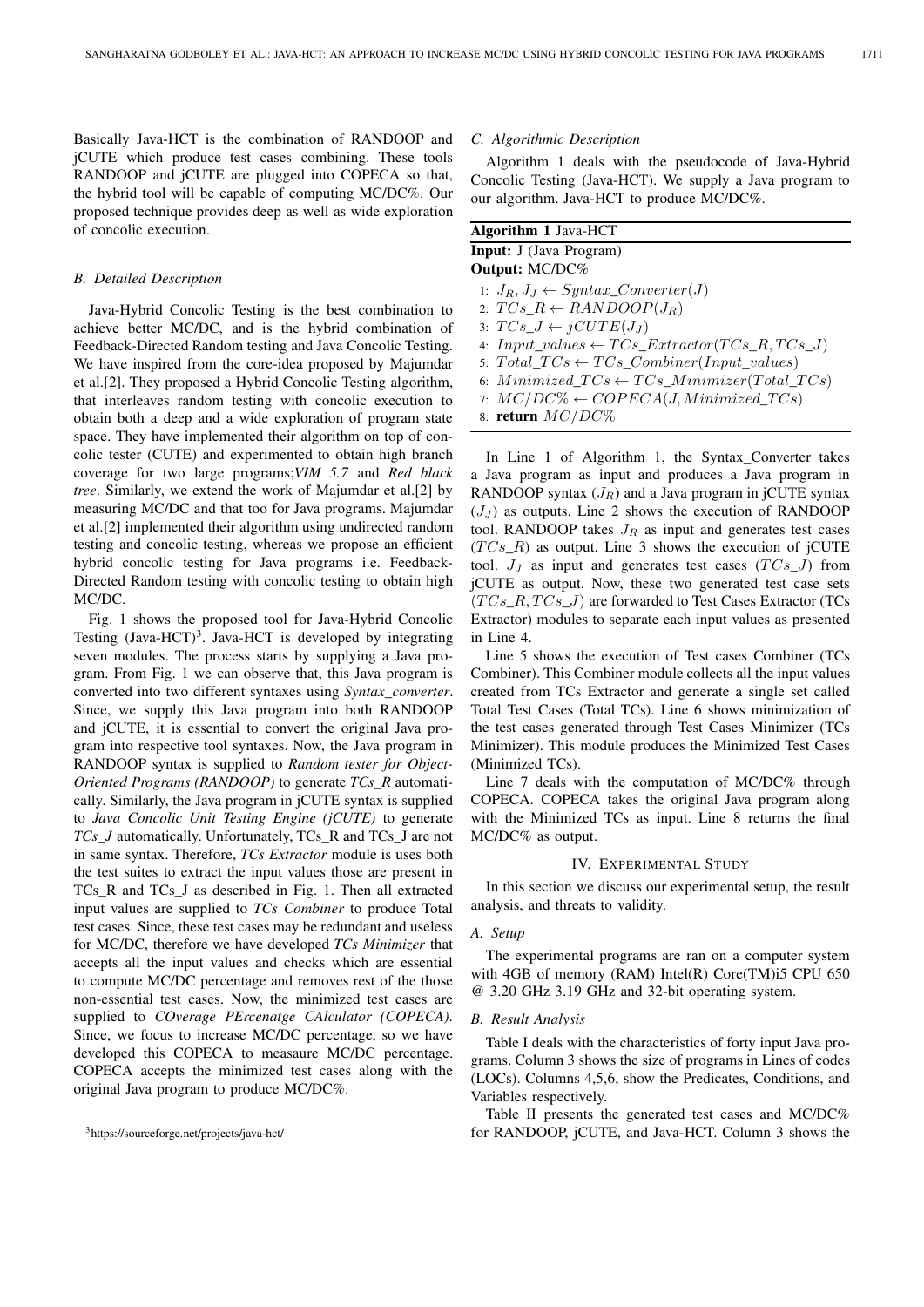Basically Java-HCT is the combination of RANDOOP and jCUTE which produce test cases combining. These tools RANDOOP and jCUTE are plugged into COPECA so that, the hybrid tool will be capable of computing MC/DC%. Our proposed technique provides deep as well as wide exploration of concolic execution.

### B. Detailed Description

Java-Hybrid Concolic Testing is the best combination to achieve better MC/DC, and is the hybrid combination of Feedback-Directed Random testing and Java Concolic Testing. We have inspired from the core-idea proposed by Majumdar et al.[2]. They proposed a Hybrid Concolic Testing algorithm, that interleaves random testing with concolic execution to obtain both a deep and a wide exploration of program state space. They have implemented their algorithm on top of concolic tester (CUTE) and experimented to obtain high branch coverage for two large programs;*VIM 5.7* and *Red black tree*. Similarly, we extend the work of Majumdar et al.[2] by measuring MC/DC and that too for Java programs. Majumdar et al.[2] implemented their algorithm using undirected random testing and concolic testing, whereas we propose an efficient hybrid concolic testing for Java programs i.e. Feedback-Directed Random testing with concolic testing to obtain high MC/DC.

Fig. 1 shows the proposed tool for Java-Hybrid Concolic Testing (Java-HCT)[3]. Java-HCT is developed by integrating seven modules. The process starts by supplying a Java program. From Fig. 1 we can observe that, this Java program is converted into two different syntaxes using *Syntax_converter*. Since, we supply this Java program into both RANDOOP and jCUTE, it is essential to convert the original Java program into respective tool syntaxes. Now, the Java program in RANDOOP syntax is supplied to *Random tester for Object-Oriented Programs (RANDOOP)* to generate *TCs_R* automatically. Similarly, the Java program in jCUTE syntax is supplied to *Java Concolic Unit Testing Engine (jCUTE)* to generate *TCs_J* automatically. Unfortunately, TCs_R and TCs_J are not in same syntax. Therefore, *TCs Extractor* module is uses both the test suites to extract the input values those are present in TCs_R and TCs_J as described in Fig. 1. Then all extracted input values are supplied to *TCs Combiner* to produce Total test cases. Since, these test cases may be redundant and useless for MC/DC, therefore we have developed *TCs Minimizer* that accepts all the input values and checks which are essential to compute MC/DC percentage and removes rest of the those non-essential test cases. Now, the minimized test cases are supplied to *COverage PErcenatge CAlculator (COPECA)*. Since, we focus to increase MC/DC percentage, so we have developed this COPECA to measaure MC/DC percentage. COPECA accepts the minimized test cases along with the original Java program to produce MC/DC%.

[3]https://sourceforge.net/projects/java-hct/

### C. Algorithmic Description

Algorithm 1 deals with the pseudocode of Java-Hybrid Concolic Testing (Java-HCT). We supply a Java program to our algorithm. Java-HCT to produce MC/DC%.

**Algorithm 1** Java-HCT

**Input:** J (Java Program)
**Output:** MC/DC%

1: $J_R, J_J \leftarrow Syntax\_Converter(J)$
2: $TCs\_R \leftarrow RANDOOP(J_R)$
3: $TCs\_J \leftarrow jCUTE(J_J)$
4: $Input\_values \leftarrow TCs\_Extractor(TCs\_R, TCs\_J)$
5: $Total\_TCs \leftarrow TCs\_Combiner(Input\_values)$
6: $Minimized\_TCs \leftarrow TCs\_Minimizer(Total\_TCs)$
7: $MC/DC\% \leftarrow COPECA(J, Minimized\_TCs)$
8: **return** $MC/DC\%$

In Line 1 of Algorithm 1, the Syntax_Converter takes a Java program as input and produces a Java program in RANDOOP syntax ($J_R$) and a Java program in jCUTE syntax ($J_J$) as outputs. Line 2 shows the execution of RANDOOP tool. RANDOOP takes $J_R$ as input and generates test cases ($TCs\_R$) as output. Line 3 shows the execution of jCUTE tool. $J_J$ as input and generates test cases ($TCs\_J$) from jCUTE as output. Now, these two generated test case sets ($TCs\_R, TCs\_J$) are forwarded to Test Cases Extractor (TCs Extractor) modules to separate each input values as presented in Line 4.

Line 5 shows the execution of Test cases Combiner (TCs Combiner). This Combiner module collects all the input values created from TCs Extractor and generate a single set called Total Test Cases (Total TCs). Line 6 shows minimization of the test cases generated through Test Cases Minimizer (TCs Minimizer). This module produces the Minimized Test Cases (Minimized TCs).

Line 7 deals with the computation of MC/DC% through COPECA. COPECA takes the original Java program along with the Minimized TCs as input. Line 8 returns the final MC/DC% as output.

## IV. Experimental Study

In this section we discuss our experimental setup, the result analysis, and threats to validity.

### A. Setup

The experimental programs are ran on a computer system with 4GB of memory (RAM) Intel(R) Core(TM)i5 CPU 650 @ 3.20 GHz 3.19 GHz and 32-bit operating system.

### B. Result Analysis

Table I deals with the characteristics of forty input Java programs. Column 3 shows the size of programs in Lines of codes (LOCs). Columns 4,5,6, show the Predicates, Conditions, and Variables respectively.

Table II presents the generated test cases and MC/DC% for RANDOOP, jCUTE, and Java-HCT. Column 3 shows the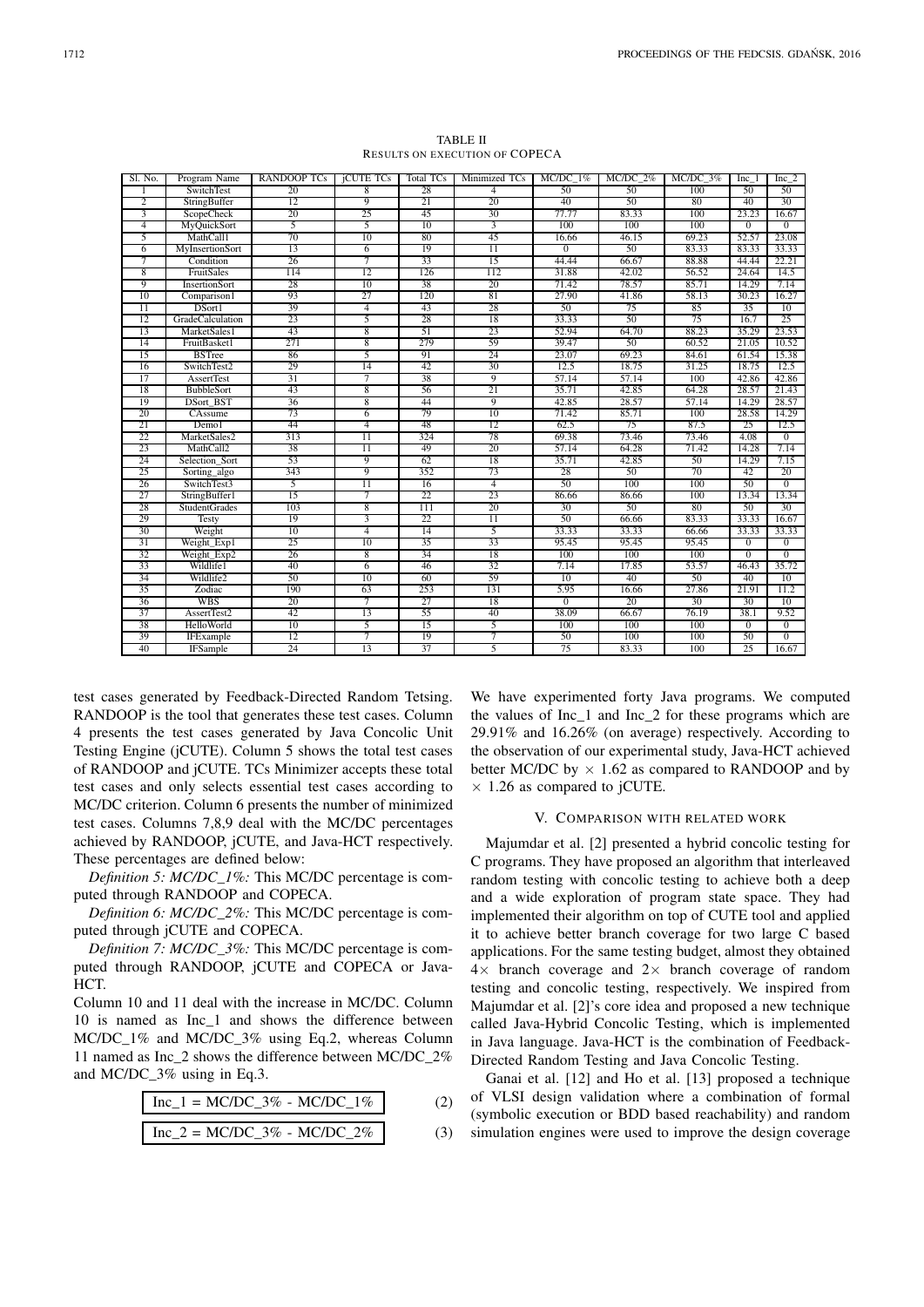TABLE II
RESULTS ON EXECUTION OF COPECA

| Sl. No. | Program Name | RANDOOP TCs | jCUTE TCs | Total TCs | Minimized TCs | MC/DC_1% | MC/DC_2% | MC/DC_3% | Inc_1 | Inc_2 |
|---|---|---|---|---|---|---|---|---|---|---|
| 1 | SwitchTest | 20 | 8 | 28 | 4 | 50 | 50 | 100 | 50 | 50 |
| 2 | StringBuffer | 12 | 9 | 21 | 20 | 40 | 50 | 80 | 40 | 30 |
| 3 | ScopeCheck | 20 | 25 | 45 | 30 | 77.77 | 83.33 | 100 | 23.23 | 16.67 |
| 4 | MyQuickSort | 5 | 5 | 10 | 3 | 100 | 100 | 100 | 0 | 0 |
| 5 | MathCall1 | 70 | 10 | 80 | 45 | 16.66 | 46.15 | 69.23 | 52.57 | 23.08 |
| 6 | MyInsertionSort | 13 | 6 | 19 | 11 | 0 | 50 | 83.33 | 83.33 | 33.33 |
| 7 | Condition | 26 | 7 | 33 | 15 | 44.44 | 66.67 | 88.88 | 44.44 | 22.21 |
| 8 | FruitSales | 114 | 12 | 126 | 112 | 31.88 | 42.02 | 56.52 | 24.64 | 14.5 |
| 9 | InsertionSort | 28 | 10 | 38 | 20 | 71.42 | 78.57 | 85.71 | 14.29 | 7.14 |
| 10 | Comparison1 | 93 | 27 | 120 | 81 | 27.90 | 41.86 | 58.13 | 30.23 | 16.27 |
| 11 | DSort1 | 39 | 4 | 43 | 28 | 50 | 75 | 85 | 35 | 10 |
| 12 | GradeCalculation | 23 | 5 | 28 | 18 | 33.33 | 50 | 75 | 16.7 | 25 |
| 13 | MarketSales1 | 43 | 8 | 51 | 23 | 52.94 | 64.70 | 88.23 | 35.29 | 23.53 |
| 14 | FruitBasket1 | 271 | 8 | 279 | 59 | 39.47 | 50 | 60.52 | 21.05 | 10.52 |
| 15 | BSTree | 86 | 5 | 91 | 24 | 23.07 | 69.23 | 84.61 | 61.54 | 15.38 |
| 16 | SwitchTest2 | 29 | 14 | 42 | 30 | 12.5 | 18.75 | 31.25 | 18.75 | 12.5 |
| 17 | AssertTest | 31 | 7 | 38 | 9 | 57.14 | 57.14 | 100 | 42.86 | 42.86 |
| 18 | BubbleSort | 43 | 8 | 56 | 21 | 35.71 | 42.85 | 64.28 | 28.57 | 21.43 |
| 19 | DSort_BST | 36 | 8 | 44 | 9 | 42.85 | 28.57 | 57.14 | 14.29 | 28.57 |
| 20 | CAssume | 73 | 6 | 79 | 10 | 71.42 | 85.71 | 100 | 28.58 | 14.29 |
| 21 | Demo1 | 44 | 4 | 48 | 12 | 62.5 | 75 | 87.5 | 25 | 12.5 |
| 22 | MarketSales2 | 313 | 11 | 324 | 78 | 69.38 | 73.46 | 73.46 | 4.08 | 0 |
| 23 | MathCall2 | 38 | 11 | 49 | 20 | 57.14 | 64.28 | 71.42 | 14.28 | 7.14 |
| 24 | Selection_Sort | 53 | 9 | 62 | 18 | 35.71 | 42.85 | 50 | 14.29 | 7.15 |
| 25 | Sorting_algo | 343 | 9 | 352 | 73 | 28 | 50 | 70 | 42 | 20 |
| 26 | SwitchTest3 | 5 | 11 | 16 | 4 | 50 | 100 | 100 | 50 | 0 |
| 27 | StringBuffer1 | 15 | 7 | 22 | 23 | 86.66 | 86.66 | 100 | 13.34 | 13.34 |
| 28 | StudentGrades | 103 | 8 | 111 | 20 | 30 | 50 | 80 | 50 | 30 |
| 29 | Testy | 19 | 3 | 22 | 11 | 50 | 66.66 | 83.33 | 33.33 | 16.67 |
| 30 | Weight | 10 | 4 | 14 | 5 | 33.33 | 33.33 | 66.66 | 33.33 | 33.33 |
| 31 | Weight_Exp1 | 25 | 10 | 35 | 33 | 95.45 | 95.45 | 95.45 | 0 | 0 |
| 32 | Weight_Exp2 | 26 | 8 | 34 | 18 | 100 | 100 | 100 | 0 | 0 |
| 33 | Wildlife1 | 40 | 6 | 46 | 32 | 7.14 | 17.85 | 53.57 | 46.43 | 35.72 |
| 34 | Wildlife2 | 50 | 10 | 60 | 59 | 10 | 40 | 50 | 40 | 10 |
| 35 | Zodiac | 190 | 63 | 253 | 131 | 5.95 | 16.66 | 27.86 | 21.91 | 11.2 |
| 36 | WBS | 20 | 7 | 27 | 18 | 0 | 20 | 30 | 30 | 10 |
| 37 | AssertTest2 | 42 | 13 | 55 | 40 | 38.09 | 66.67 | 76.19 | 38.1 | 9.52 |
| 38 | HelloWorld | 10 | 5 | 15 | 5 | 100 | 100 | 100 | 0 | 0 |
| 39 | IFExample | 12 | 7 | 19 | 7 | 50 | 100 | 100 | 50 | 0 |
| 40 | IFSample | 24 | 13 | 37 | 5 | 75 | 83.33 | 100 | 25 | 16.67 |

test cases generated by Feedback-Directed Random Tetsing. RANDOOP is the tool that generates these test cases. Column 4 presents the test cases generated by Java Concolic Unit Testing Engine (jCUTE). Column 5 shows the total test cases of RANDOOP and jCUTE. TCs Minimizer accepts these total test cases and only selects essential test cases according to MC/DC criterion. Column 6 presents the number of minimized test cases. Columns 7,8,9 deal with the MC/DC percentages achieved by RANDOOP, jCUTE, and Java-HCT respectively. These percentages are defined below:

*Definition 5: MC/DC_1%:* This MC/DC percentage is computed through RANDOOP and COPECA.

*Definition 6: MC/DC_2%:* This MC/DC percentage is computed through jCUTE and COPECA.

*Definition 7: MC/DC_3%:* This MC/DC percentage is computed through RANDOOP, jCUTE and COPECA or Java-HCT.

Column 10 and 11 deal with the increase in MC/DC. Column 10 is named as Inc_1 and shows the difference between MC/DC_1% and MC/DC_3% using Eq.2, whereas Column 11 named as Inc_2 shows the difference between MC/DC_2% and MC/DC_3% using in Eq.3.

$$\text{Inc\_1} = \text{MC/DC\_3\%} - \text{MC/DC\_1\%} \tag{2}$$

$$\text{Inc\_2} = \text{MC/DC\_3\%} - \text{MC/DC\_2\%} \tag{3}$$

We have experimented forty Java programs. We computed the values of Inc_1 and Inc_2 for these programs which are 29.91% and 16.26% (on average) respectively. According to the observation of our experimental study, Java-HCT achieved better MC/DC by $\times$ 1.62 as compared to RANDOOP and by $\times$ 1.26 as compared to jCUTE.

## V. Comparison with Related Work

Majumdar et al. [2] presented a hybrid concolic testing for C programs. They have proposed an algorithm that interleaved random testing with concolic testing to achieve both a deep and a wide exploration of program state space. They had implemented their algorithm on top of CUTE tool and applied it to achieve better branch coverage for two large C based applications. For the same testing budget, almost they obtained $4\times$ branch coverage and $2\times$ branch coverage of random testing and concolic testing, respectively. We inspired from Majumdar et al. [2]'s core idea and proposed a new technique called Java-Hybrid Concolic Testing, which is implemented in Java language. Java-HCT is the combination of Feedback-Directed Random Testing and Java Concolic Testing.

Ganai et al. [12] and Ho et al. [13] proposed a technique of VLSI design validation where a combination of formal (symbolic execution or BDD based reachability) and random simulation engines were used to improve the design coverage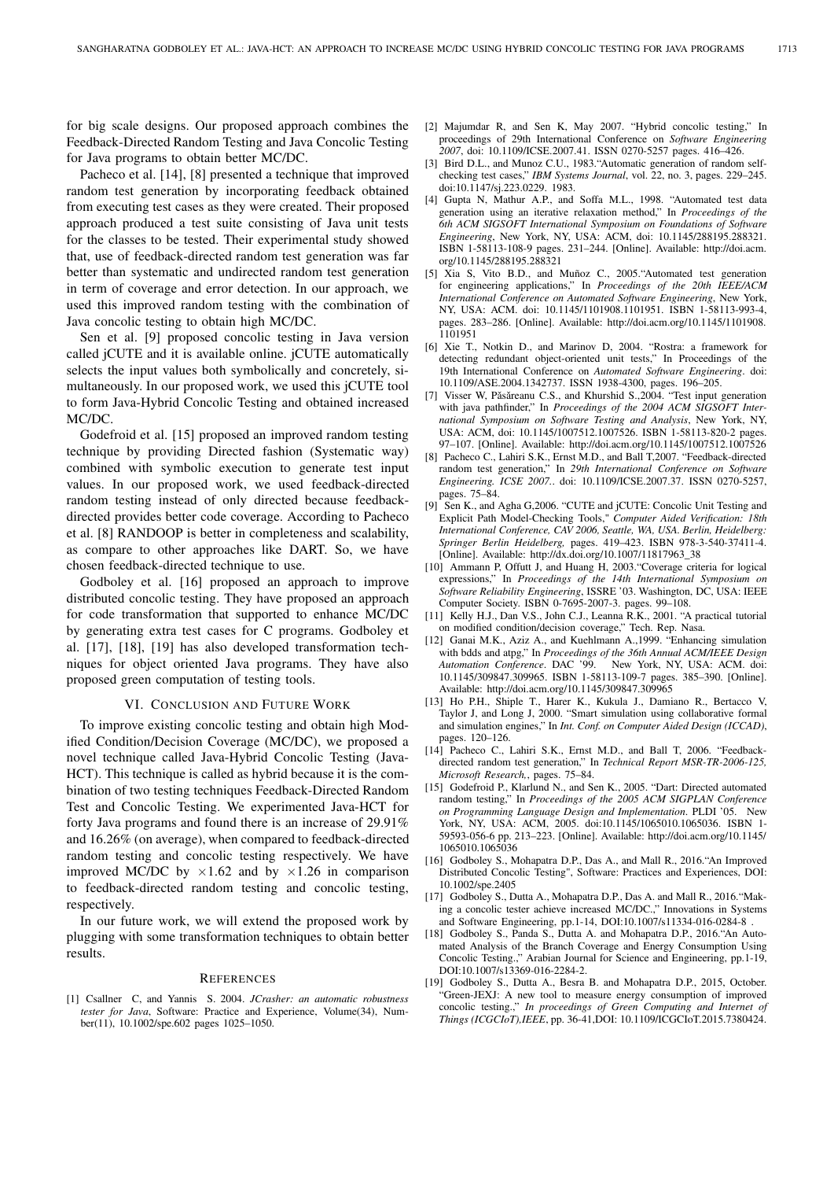for big scale designs. Our proposed approach combines the Feedback-Directed Random Testing and Java Concolic Testing for Java programs to obtain better MC/DC.

Pacheco et al. [14], [8] presented a technique that improved random test generation by incorporating feedback obtained from executing test cases as they were created. Their proposed approach produced a test suite consisting of Java unit tests for the classes to be tested. Their experimental study showed that, use of feedback-directed random test generation was far better than systematic and undirected random test generation in term of coverage and error detection. In our approach, we used this improved random testing with the combination of Java concolic testing to obtain high MC/DC.

Sen et al. [9] proposed concolic testing in Java version called jCUTE and it is available online. jCUTE automatically selects the input values both symbolically and concretely, simultaneously. In our proposed work, we used this jCUTE tool to form Java-Hybrid Concolic Testing and obtained increased MC/DC.

Godefroid et al. [15] proposed an improved random testing technique by providing Directed fashion (Systematic way) combined with symbolic execution to generate test input values. In our proposed work, we used feedback-directed random testing instead of only directed because feedback-directed provides better code coverage. According to Pacheco et al. [8] RANDOOP is better in completeness and scalability, as compare to other approaches like DART. So, we have chosen feedback-directed technique to use.

Godboley et al. [16] proposed an approach to improve distributed concolic testing. They have proposed an approach for code transformation that supported to enhance MC/DC by generating extra test cases for C programs. Godboley et al. [17], [18], [19] has also developed transformation techniques for object oriented Java programs. They have also proposed green computation of testing tools.

## VI. Conclusion and Future Work

To improve existing concolic testing and obtain high Modified Condition/Decision Coverage (MC/DC), we proposed a novel technique called Java-Hybrid Concolic Testing (Java-HCT). This technique is called as hybrid because it is the combination of two testing techniques Feedback-Directed Random Test and Concolic Testing. We experimented Java-HCT for forty Java programs and found there is an increase of 29.91% and 16.26% (on average), when compared to feedback-directed random testing and concolic testing respectively. We have improved MC/DC by $\times 1.62$ and by $\times 1.26$ in comparison to feedback-directed random testing and concolic testing, respectively.

In our future work, we will extend the proposed work by plugging with some transformation techniques to obtain better results.

## References

[1] Csallner C, and Yannis S. 2004. *JCrasher: an automatic robustness tester for Java*, Software: Practice and Experience, Volume(34), Number(11), 10.1002/spe.602 pages 1025–1050.

[2] Majumdar R, and Sen K, May 2007. "Hybrid concolic testing," In proceedings of 29th International Conference on *Software Engineering 2007*, doi: 10.1109/ICSE.2007.41. ISSN 0270-5257 pages. 416–426.

[3] Bird D.L., and Munoz C.U., 1983."Automatic generation of random self-checking test cases," *IBM Systems Journal*, vol. 22, no. 3, pages. 229–245. doi:10.1147/sj.223.0229. 1983.

[4] Gupta N, Mathur A.P., and Soffa M.L., 1998. "Automated test data generation using an iterative relaxation method," In *Proceedings of the 6th ACM SIGSOFT International Symposium on Foundations of Software Engineering*, New York, NY, USA: ACM, doi: 10.1145/288195.288321. ISBN 1-58113-108-9 pages. 231–244. [Online]. Available: http://doi.acm.org/10.1145/288195.288321

[5] Xia S, Vito B.D., and Muñoz C., 2005."Automated test generation for engineering applications," In *Proceedings of the 20th IEEE/ACM International Conference on Automated Software Engineering*, New York, NY, USA: ACM. doi: 10.1145/1101908.1101951. ISBN 1-58113-993-4, pages. 283–286. [Online]. Available: http://doi.acm.org/10.1145/1101908.1101951

[6] Xie T., Notkin D., and Marinov D, 2004. "Rostra: a framework for detecting redundant object-oriented unit tests," In Proceedings of the 19th International Conference on *Automated Software Engineering*. doi: 10.1109/ASE.2004.1342737. ISSN 1938-4300, pages. 196–205.

[7] Visser W, Păsăreanu C.S., and Khurshid S.,2004. "Test input generation with java pathfinder," In *Proceedings of the 2004 ACM SIGSOFT International Symposium on Software Testing and Analysis*, New York, NY, USA: ACM, doi: 10.1145/1007512.1007526. ISBN 1-58113-820-2 pages. 97–107. [Online]. Available: http://doi.acm.org/10.1145/1007512.1007526

[8] Pacheco C., Lahiri S.K., Ernst M.D., and Ball T,2007. "Feedback-directed random test generation," In *29th International Conference on Software Engineering. ICSE 2007.*. doi: 10.1109/ICSE.2007.37. ISSN 0270-5257, pages. 75–84.

[9] Sen K., and Agha G,2006. "CUTE and jCUTE: Concolic Unit Testing and Explicit Path Model-Checking Tools," *Computer Aided Verification: 18th International Conference, CAV 2006, Seattle, WA, USA. Berlin, Heidelberg: Springer Berlin Heidelberg,* pages. 419–423. ISBN 978-3-540-37411-4. [Online]. Available: http://dx.doi.org/10.1007/11817963_38

[10] Ammann P, Offutt J, and Huang H, 2003."Coverage criteria for logical expressions," In *Proceedings of the 14th International Symposium on Software Reliability Engineering*, ISSRE '03. Washington, DC, USA: IEEE Computer Society. ISBN 0-7695-2007-3. pages. 99–108.

[11] Kelly H.J., Dan V.S., John C.J., Leanna R.K., 2001. "A practical tutorial on modified condition/decision coverage," Tech. Rep. Nasa.

[12] Ganai M.K., Aziz A., and Kuehlmann A.,1999. "Enhancing simulation with bdds and atpg," In *Proceedings of the 36th Annual ACM/IEEE Design Automation Conference*. DAC '99. New York, NY, USA: ACM. doi: 10.1145/309847.309965. ISBN 1-58113-109-7 pages. 385–390. [Online]. Available: http://doi.acm.org/10.1145/309847.309965

[13] Ho P.H., Shiple T., Harer K., Kukula J., Damiano R., Bertacco V, Taylor J, and Long J, 2000. "Smart simulation using collaborative formal and simulation engines," In *Int. Conf. on Computer Aided Design (ICCAD)*, pages. 120–126.

[14] Pacheco C., Lahiri S.K., Ernst M.D., and Ball T, 2006. "Feedback-directed random test generation," In *Technical Report MSR-TR-2006-125, Microsoft Research,*, pages. 75–84.

[15] Godefroid P., Klarlund N., and Sen K., 2005. "Dart: Directed automated random testing," In *Proceedings of the 2005 ACM SIGPLAN Conference on Programming Language Design and Implementation*. PLDI '05. New York, NY, USA: ACM, 2005. doi:10.1145/1065010.1065036. ISBN 1-59593-056-6 pp. 213–223. [Online]. Available: http://doi.acm.org/10.1145/1065010.1065036

[16] Godboley S., Mohapatra D.P., Das A., and Mall R., 2016."An Improved Distributed Concolic Testing", Software: Practices and Experiences, DOI: 10.1002/spe.2405

[17] Godboley S., Dutta A., Mohapatra D.P., Das A. and Mall R., 2016."Making a concolic tester achieve increased MC/DC.," Innovations in Systems and Software Engineering, pp.1-14, DOI:10.1007/s11334-016-0284-8 .

[18] Godboley S., Panda S., Dutta A. and Mohapatra D.P., 2016."An Automated Analysis of the Branch Coverage and Energy Consumption Using Concolic Testing.," Arabian Journal for Science and Engineering, pp.1-19, DOI:10.1007/s13369-016-2284-2.

[19] Godboley S., Dutta A., Besra B. and Mohapatra D.P., 2015, October. "Green-JEXJ: A new tool to measure energy consumption of improved concolic testing.," *In proceedings of Green Computing and Internet of Things (ICGCIoT),IEEE*, pp. 36-41,DOI: 10.1109/ICGCIoT.2015.7380424.